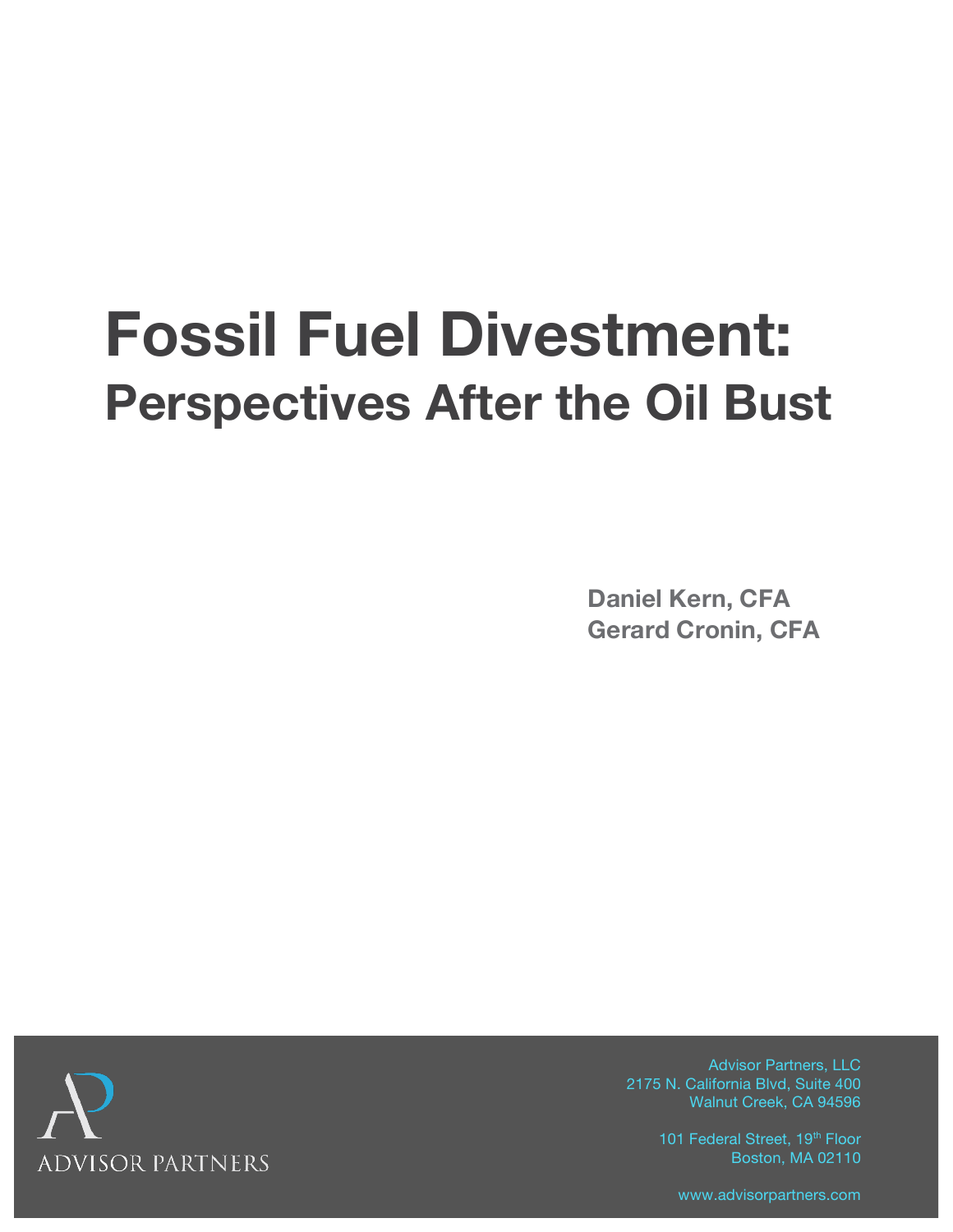# Fossil Fuel Divestment:
## Perspectives After the Oil Bust

**Daniel Kern, CFA**
**Gerard Cronin, CFA**

ADVISOR PARTNERS

Advisor Partners, LLC
2175 N. California Blvd, Suite 400
Walnut Creek, CA 94596

101 Federal Street, 19th Floor
Boston, MA 02110

www.advisorpartners.com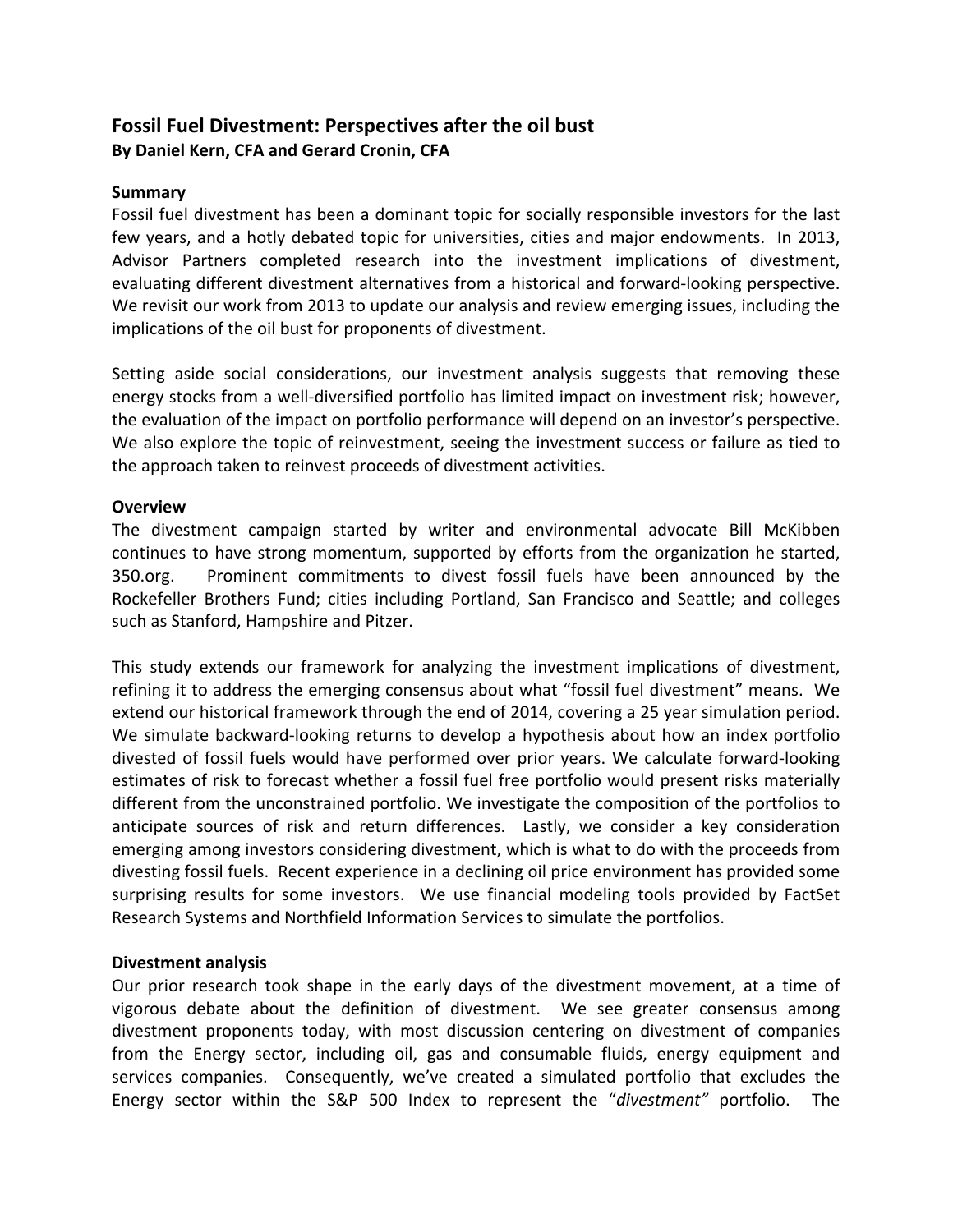## Fossil Fuel Divestment: Perspectives after the oil bust

**By Daniel Kern, CFA and Gerard Cronin, CFA**

### Summary

Fossil fuel divestment has been a dominant topic for socially responsible investors for the last few years, and a hotly debated topic for universities, cities and major endowments. In 2013, Advisor Partners completed research into the investment implications of divestment, evaluating different divestment alternatives from a historical and forward-looking perspective. We revisit our work from 2013 to update our analysis and review emerging issues, including the implications of the oil bust for proponents of divestment.

Setting aside social considerations, our investment analysis suggests that removing these energy stocks from a well-diversified portfolio has limited impact on investment risk; however, the evaluation of the impact on portfolio performance will depend on an investor's perspective. We also explore the topic of reinvestment, seeing the investment success or failure as tied to the approach taken to reinvest proceeds of divestment activities.

### Overview

The divestment campaign started by writer and environmental advocate Bill McKibben continues to have strong momentum, supported by efforts from the organization he started, 350.org. Prominent commitments to divest fossil fuels have been announced by the Rockefeller Brothers Fund; cities including Portland, San Francisco and Seattle; and colleges such as Stanford, Hampshire and Pitzer.

This study extends our framework for analyzing the investment implications of divestment, refining it to address the emerging consensus about what "fossil fuel divestment" means. We extend our historical framework through the end of 2014, covering a 25 year simulation period. We simulate backward-looking returns to develop a hypothesis about how an index portfolio divested of fossil fuels would have performed over prior years. We calculate forward-looking estimates of risk to forecast whether a fossil fuel free portfolio would present risks materially different from the unconstrained portfolio. We investigate the composition of the portfolios to anticipate sources of risk and return differences. Lastly, we consider a key consideration emerging among investors considering divestment, which is what to do with the proceeds from divesting fossil fuels. Recent experience in a declining oil price environment has provided some surprising results for some investors. We use financial modeling tools provided by FactSet Research Systems and Northfield Information Services to simulate the portfolios.

### Divestment analysis

Our prior research took shape in the early days of the divestment movement, at a time of vigorous debate about the definition of divestment. We see greater consensus among divestment proponents today, with most discussion centering on divestment of companies from the Energy sector, including oil, gas and consumable fluids, energy equipment and services companies. Consequently, we've created a simulated portfolio that excludes the Energy sector within the S&P 500 Index to represent the "*divestment*" portfolio. The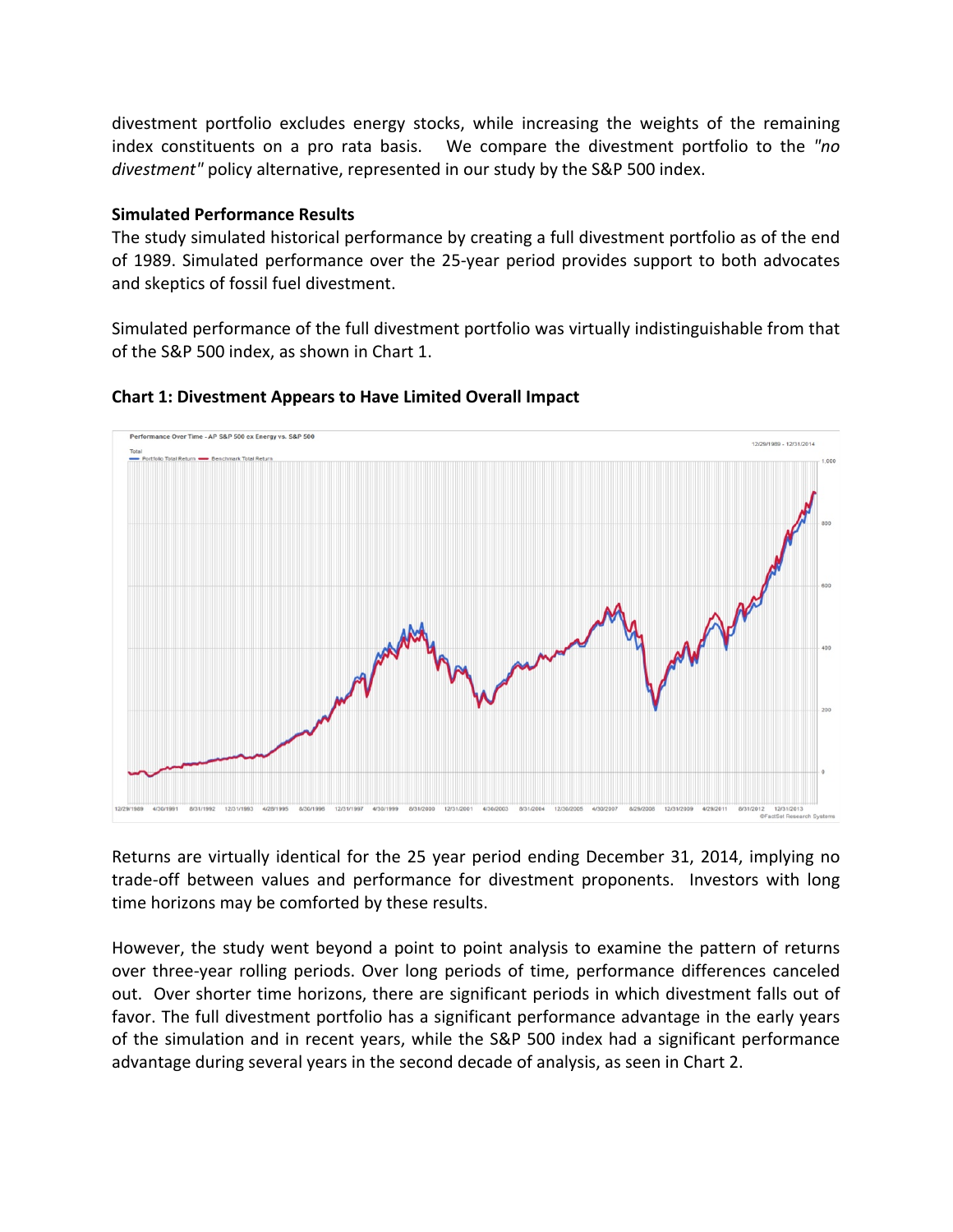divestment portfolio excludes energy stocks, while increasing the weights of the remaining index constituents on a pro rata basis. We compare the divestment portfolio to the *"no divestment"* policy alternative, represented in our study by the S&P 500 index.

**Simulated Performance Results**

The study simulated historical performance by creating a full divestment portfolio as of the end of 1989. Simulated performance over the 25-year period provides support to both advocates and skeptics of fossil fuel divestment.

Simulated performance of the full divestment portfolio was virtually indistinguishable from that of the S&P 500 index, as shown in Chart 1.

**Chart 1: Divestment Appears to Have Limited Overall Impact**

Returns are virtually identical for the 25 year period ending December 31, 2014, implying no trade-off between values and performance for divestment proponents. Investors with long time horizons may be comforted by these results.

However, the study went beyond a point to point analysis to examine the pattern of returns over three-year rolling periods. Over long periods of time, performance differences canceled out. Over shorter time horizons, there are significant periods in which divestment falls out of favor. The full divestment portfolio has a significant performance advantage in the early years of the simulation and in recent years, while the S&P 500 index had a significant performance advantage during several years in the second decade of analysis, as seen in Chart 2.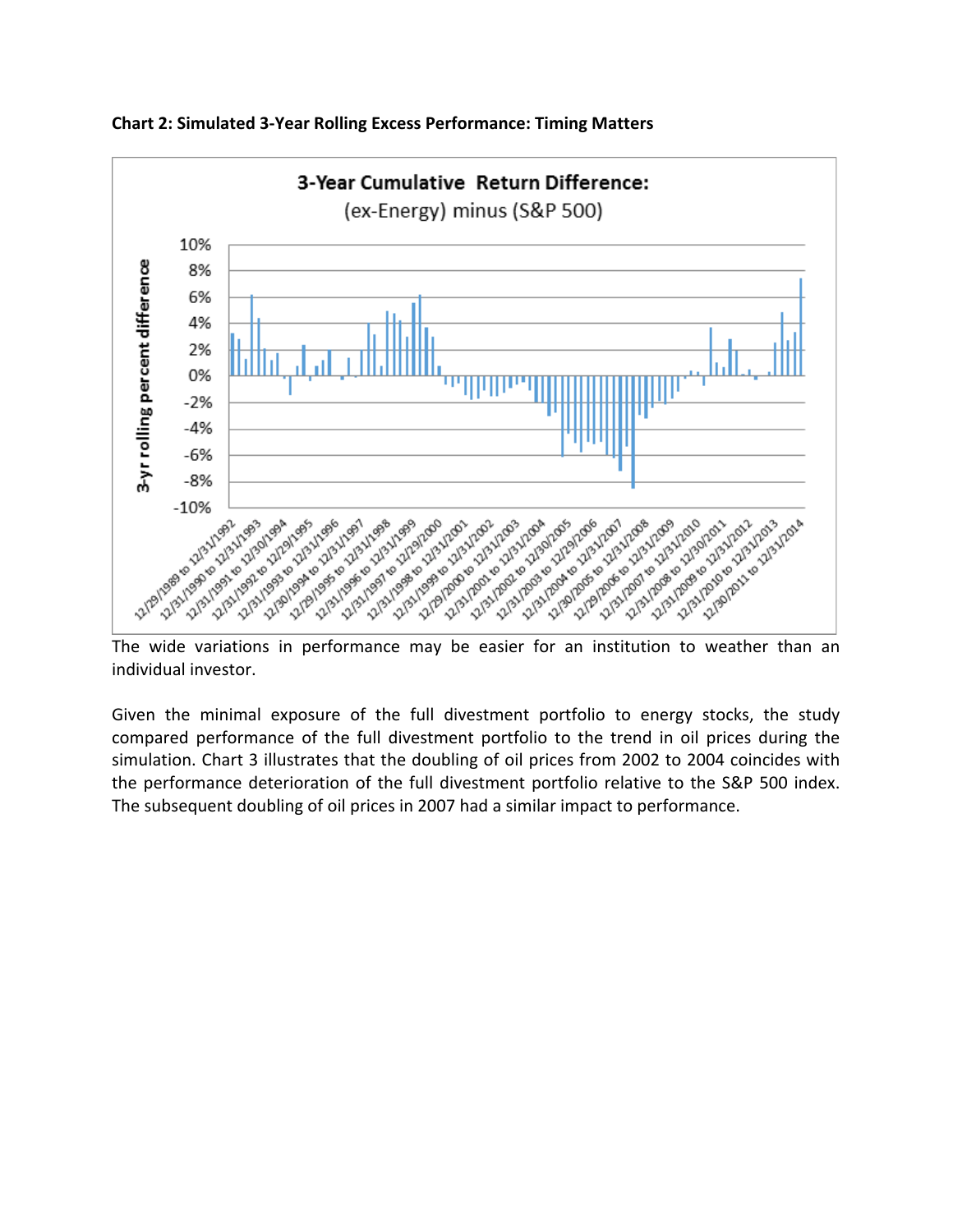**Chart 2: Simulated 3-Year Rolling Excess Performance: Timing Matters**

The wide variations in performance may be easier for an institution to weather than an individual investor.

Given the minimal exposure of the full divestment portfolio to energy stocks, the study compared performance of the full divestment portfolio to the trend in oil prices during the simulation. Chart 3 illustrates that the doubling of oil prices from 2002 to 2004 coincides with the performance deterioration of the full divestment portfolio relative to the S&P 500 index. The subsequent doubling of oil prices in 2007 had a similar impact to performance.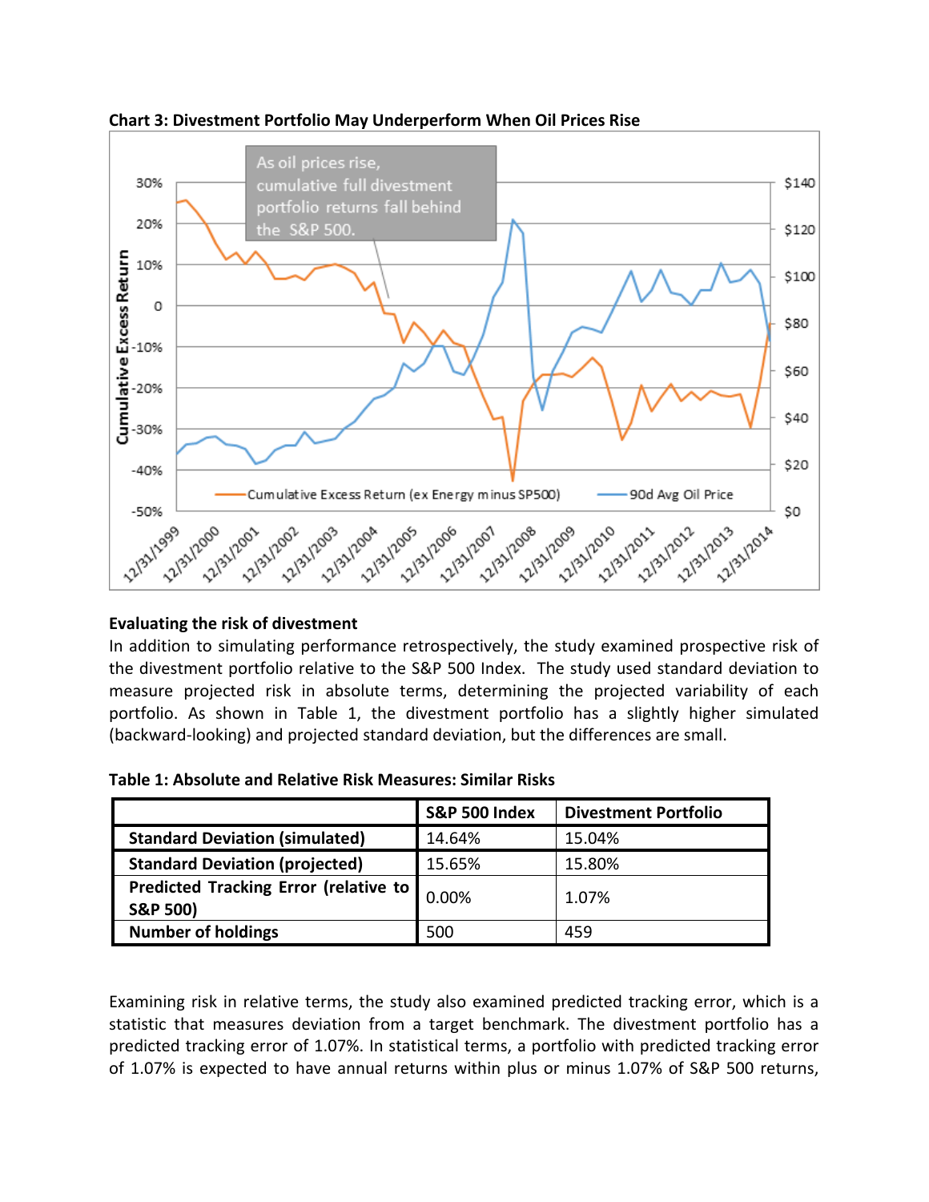**Chart 3: Divestment Portfolio May Underperform When Oil Prices Rise**

### Evaluating the risk of divestment

In addition to simulating performance retrospectively, the study examined prospective risk of the divestment portfolio relative to the S&P 500 Index. The study used standard deviation to measure projected risk in absolute terms, determining the projected variability of each portfolio. As shown in Table 1, the divestment portfolio has a slightly higher simulated (backward-looking) and projected standard deviation, but the differences are small.

**Table 1: Absolute and Relative Risk Measures: Similar Risks**

| | S&P 500 Index | Divestment Portfolio |
|---|---|---|
| **Standard Deviation (simulated)** | 14.64% | 15.04% |
| **Standard Deviation (projected)** | 15.65% | 15.80% |
| **Predicted Tracking Error (relative to S&P 500)** | 0.00% | 1.07% |
| **Number of holdings** | 500 | 459 |

Examining risk in relative terms, the study also examined predicted tracking error, which is a statistic that measures deviation from a target benchmark. The divestment portfolio has a predicted tracking error of 1.07%. In statistical terms, a portfolio with predicted tracking error of 1.07% is expected to have annual returns within plus or minus 1.07% of S&P 500 returns,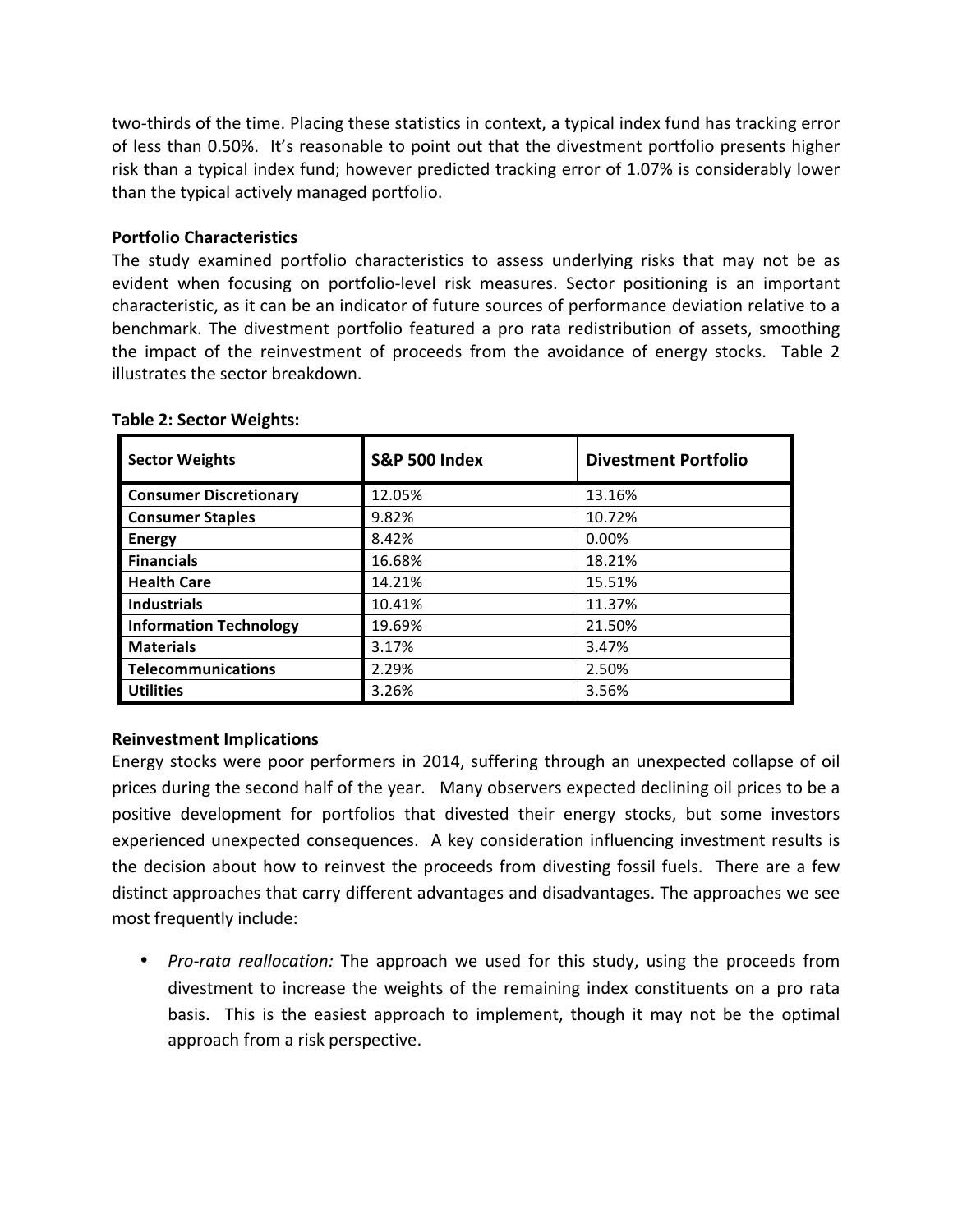two-thirds of the time. Placing these statistics in context, a typical index fund has tracking error of less than 0.50%. It's reasonable to point out that the divestment portfolio presents higher risk than a typical index fund; however predicted tracking error of 1.07% is considerably lower than the typical actively managed portfolio.

**Portfolio Characteristics**

The study examined portfolio characteristics to assess underlying risks that may not be as evident when focusing on portfolio-level risk measures. Sector positioning is an important characteristic, as it can be an indicator of future sources of performance deviation relative to a benchmark. The divestment portfolio featured a pro rata redistribution of assets, smoothing the impact of the reinvestment of proceeds from the avoidance of energy stocks. Table 2 illustrates the sector breakdown.

**Table 2: Sector Weights:**

| Sector Weights | S&P 500 Index | Divestment Portfolio |
|---|---|---|
| **Consumer Discretionary** | 12.05% | 13.16% |
| **Consumer Staples** | 9.82% | 10.72% |
| **Energy** | 8.42% | 0.00% |
| **Financials** | 16.68% | 18.21% |
| **Health Care** | 14.21% | 15.51% |
| **Industrials** | 10.41% | 11.37% |
| **Information Technology** | 19.69% | 21.50% |
| **Materials** | 3.17% | 3.47% |
| **Telecommunications** | 2.29% | 2.50% |
| **Utilities** | 3.26% | 3.56% |

**Reinvestment Implications**

Energy stocks were poor performers in 2014, suffering through an unexpected collapse of oil prices during the second half of the year. Many observers expected declining oil prices to be a positive development for portfolios that divested their energy stocks, but some investors experienced unexpected consequences. A key consideration influencing investment results is the decision about how to reinvest the proceeds from divesting fossil fuels. There are a few distinct approaches that carry different advantages and disadvantages. The approaches we see most frequently include:

- *Pro-rata reallocation:* The approach we used for this study, using the proceeds from divestment to increase the weights of the remaining index constituents on a pro rata basis. This is the easiest approach to implement, though it may not be the optimal approach from a risk perspective.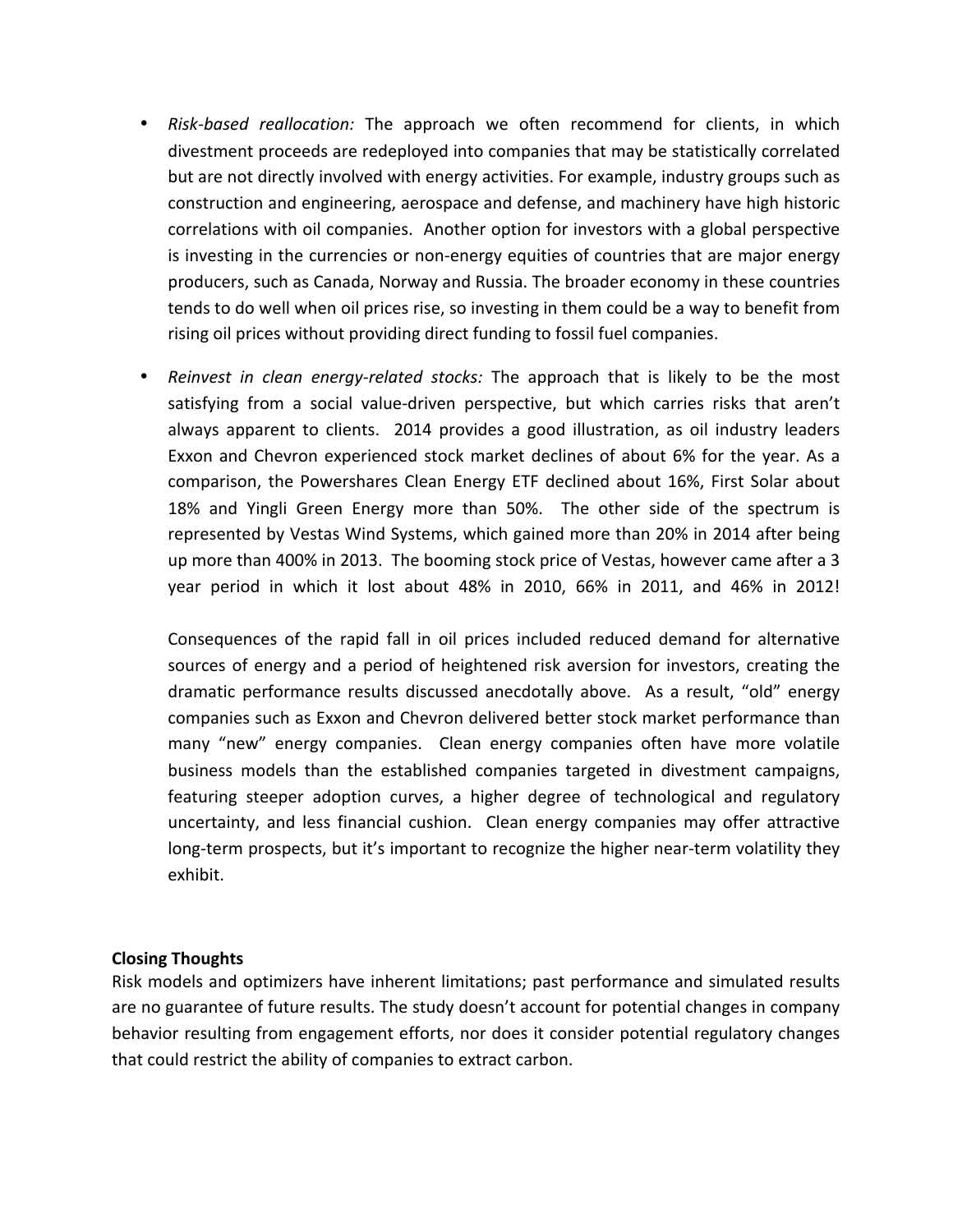- *Risk-based reallocation:* The approach we often recommend for clients, in which divestment proceeds are redeployed into companies that may be statistically correlated but are not directly involved with energy activities. For example, industry groups such as construction and engineering, aerospace and defense, and machinery have high historic correlations with oil companies. Another option for investors with a global perspective is investing in the currencies or non-energy equities of countries that are major energy producers, such as Canada, Norway and Russia. The broader economy in these countries tends to do well when oil prices rise, so investing in them could be a way to benefit from rising oil prices without providing direct funding to fossil fuel companies.

- *Reinvest in clean energy-related stocks:* The approach that is likely to be the most satisfying from a social value-driven perspective, but which carries risks that aren't always apparent to clients. 2014 provides a good illustration, as oil industry leaders Exxon and Chevron experienced stock market declines of about 6% for the year. As a comparison, the Powershares Clean Energy ETF declined about 16%, First Solar about 18% and Yingli Green Energy more than 50%. The other side of the spectrum is represented by Vestas Wind Systems, which gained more than 20% in 2014 after being up more than 400% in 2013. The booming stock price of Vestas, however came after a 3 year period in which it lost about 48% in 2010, 66% in 2011, and 46% in 2012!

  Consequences of the rapid fall in oil prices included reduced demand for alternative sources of energy and a period of heightened risk aversion for investors, creating the dramatic performance results discussed anecdotally above. As a result, "old" energy companies such as Exxon and Chevron delivered better stock market performance than many "new" energy companies. Clean energy companies often have more volatile business models than the established companies targeted in divestment campaigns, featuring steeper adoption curves, a higher degree of technological and regulatory uncertainty, and less financial cushion. Clean energy companies may offer attractive long-term prospects, but it's important to recognize the higher near-term volatility they exhibit.

**Closing Thoughts**

Risk models and optimizers have inherent limitations; past performance and simulated results are no guarantee of future results. The study doesn't account for potential changes in company behavior resulting from engagement efforts, nor does it consider potential regulatory changes that could restrict the ability of companies to extract carbon.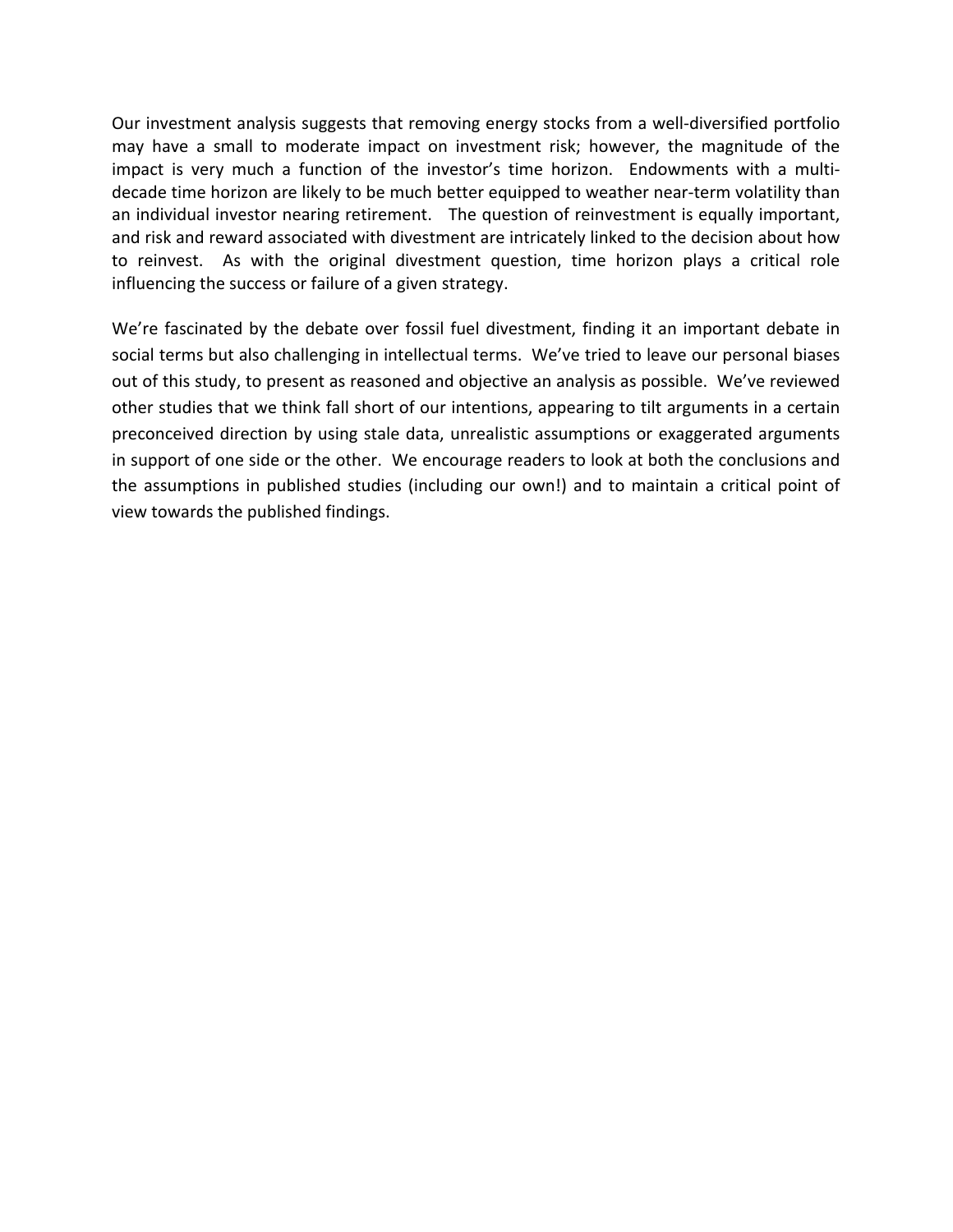Our investment analysis suggests that removing energy stocks from a well-diversified portfolio may have a small to moderate impact on investment risk; however, the magnitude of the impact is very much a function of the investor's time horizon. Endowments with a multi-decade time horizon are likely to be much better equipped to weather near-term volatility than an individual investor nearing retirement. The question of reinvestment is equally important, and risk and reward associated with divestment are intricately linked to the decision about how to reinvest. As with the original divestment question, time horizon plays a critical role influencing the success or failure of a given strategy.

We're fascinated by the debate over fossil fuel divestment, finding it an important debate in social terms but also challenging in intellectual terms. We've tried to leave our personal biases out of this study, to present as reasoned and objective an analysis as possible. We've reviewed other studies that we think fall short of our intentions, appearing to tilt arguments in a certain preconceived direction by using stale data, unrealistic assumptions or exaggerated arguments in support of one side or the other. We encourage readers to look at both the conclusions and the assumptions in published studies (including our own!) and to maintain a critical point of view towards the published findings.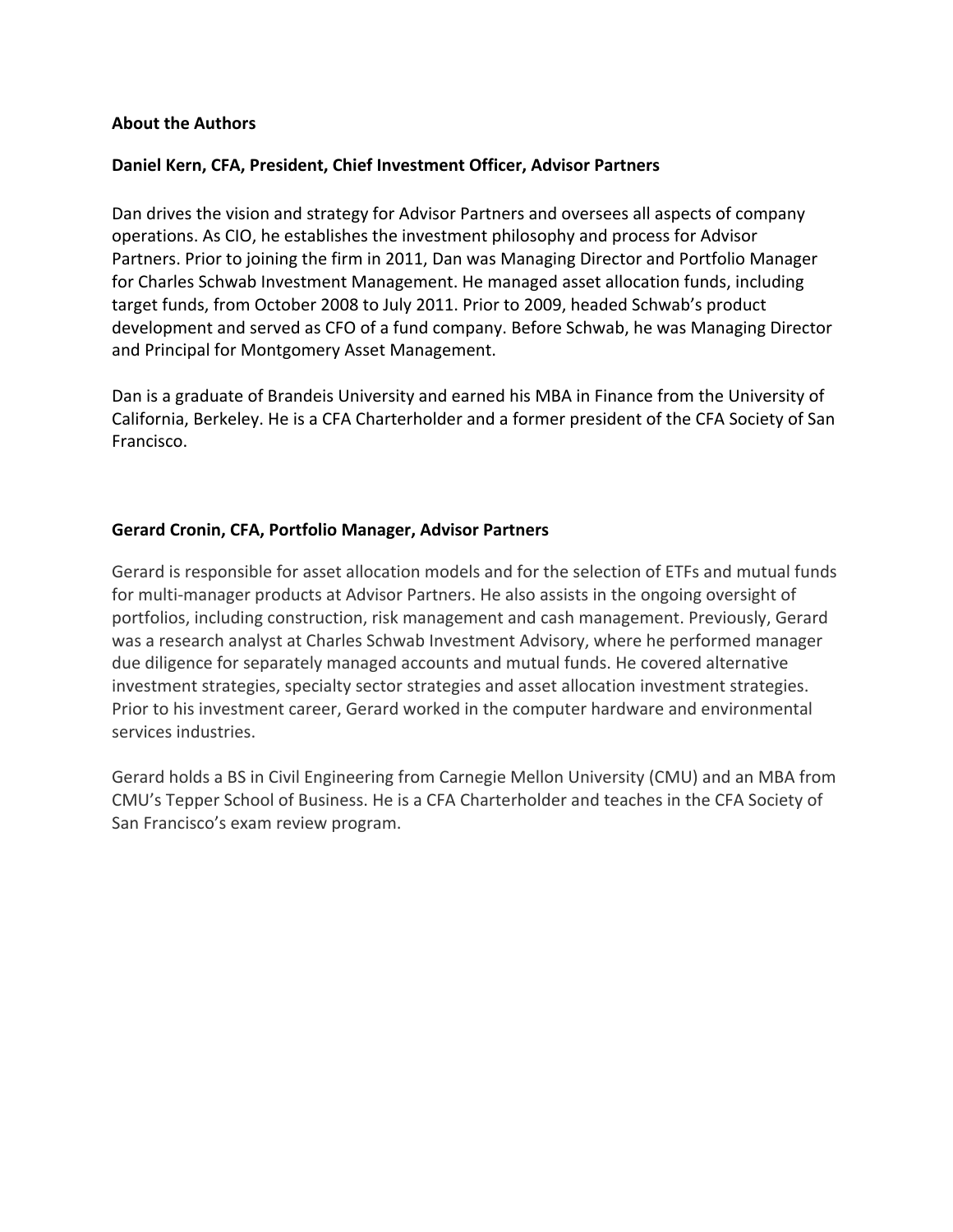**About the Authors**

**Daniel Kern, CFA, President, Chief Investment Officer, Advisor Partners**

Dan drives the vision and strategy for Advisor Partners and oversees all aspects of company operations. As CIO, he establishes the investment philosophy and process for Advisor Partners. Prior to joining the firm in 2011, Dan was Managing Director and Portfolio Manager for Charles Schwab Investment Management. He managed asset allocation funds, including target funds, from October 2008 to July 2011. Prior to 2009, headed Schwab's product development and served as CFO of a fund company. Before Schwab, he was Managing Director and Principal for Montgomery Asset Management.

Dan is a graduate of Brandeis University and earned his MBA in Finance from the University of California, Berkeley. He is a CFA Charterholder and a former president of the CFA Society of San Francisco.

**Gerard Cronin, CFA, Portfolio Manager, Advisor Partners**

Gerard is responsible for asset allocation models and for the selection of ETFs and mutual funds for multi-manager products at Advisor Partners. He also assists in the ongoing oversight of portfolios, including construction, risk management and cash management. Previously, Gerard was a research analyst at Charles Schwab Investment Advisory, where he performed manager due diligence for separately managed accounts and mutual funds. He covered alternative investment strategies, specialty sector strategies and asset allocation investment strategies. Prior to his investment career, Gerard worked in the computer hardware and environmental services industries.

Gerard holds a BS in Civil Engineering from Carnegie Mellon University (CMU) and an MBA from CMU's Tepper School of Business. He is a CFA Charterholder and teaches in the CFA Society of San Francisco's exam review program.